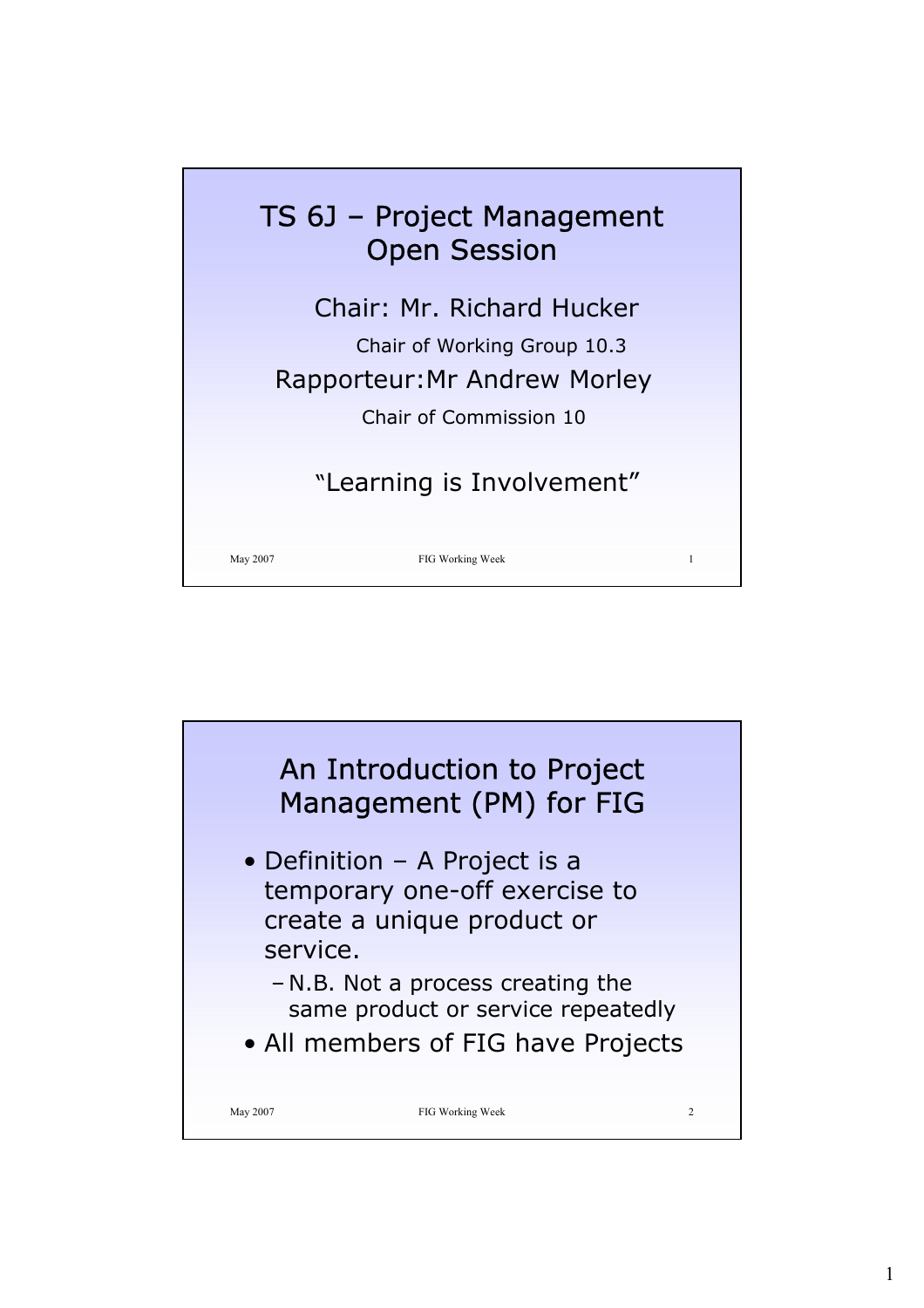# TS 6J – Project Management Open Session

Chair: Mr. Richard Hucker

Chair of Working Group 10.3

Rapporteur:Mr Andrew Morley

Chair of Commission 10

"Learning is Involvement"

# An Introduction to Project Management (PM) for FIG

- Definition – A Project is a temporary one-off exercise to create a unique product or service.
  - N.B. Not a process creating the same product or service repeatedly
- All members of FIG have Projects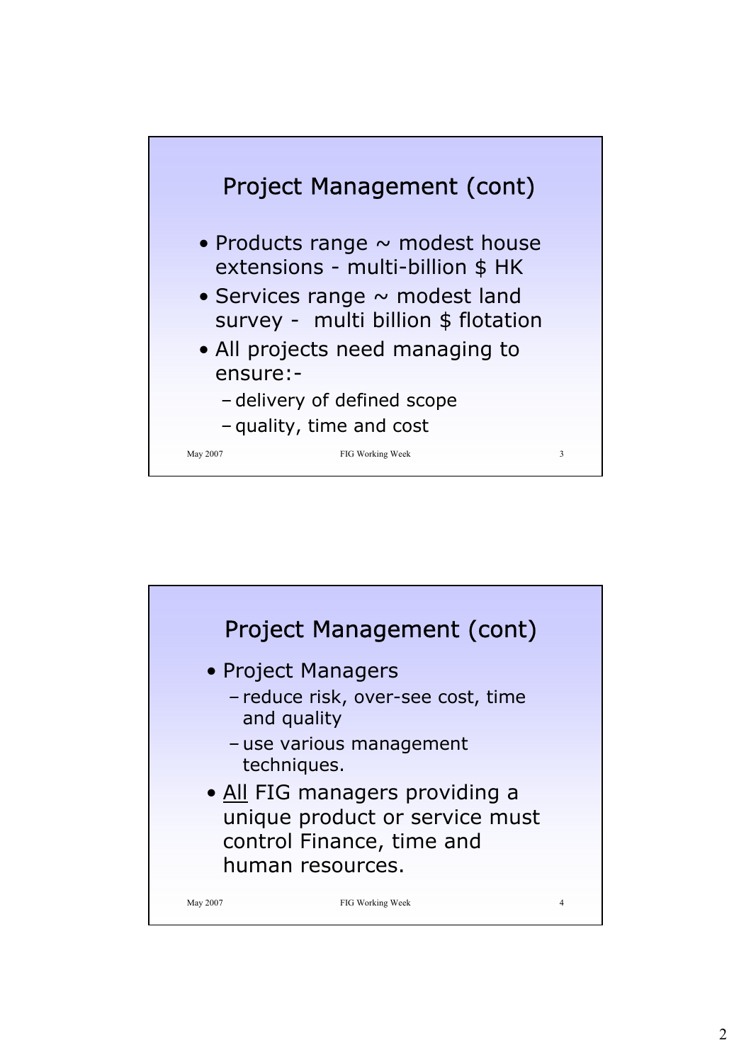## Project Management (cont)

- Products range ~ modest house extensions - multi-billion $ HK
- Services range ~ modest land survey - multi billion $ flotation
- All projects need managing to ensure:-
  - delivery of defined scope
  - quality, time and cost

## Project Management (cont)

- Project Managers
  - reduce risk, over-see cost, time and quality
  - use various management techniques.
- <u>All</u> FIG managers providing a unique product or service must control Finance, time and human resources.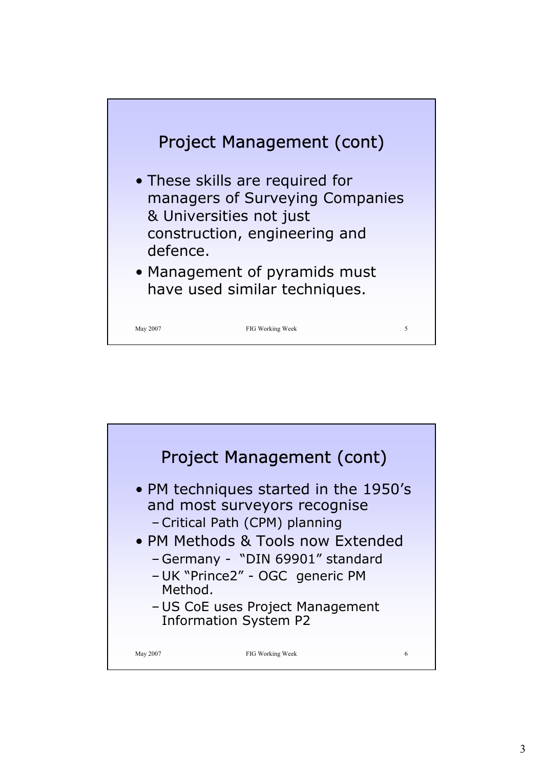## Project Management (cont)

- These skills are required for managers of Surveying Companies & Universities not just construction, engineering and defence.
- Management of pyramids must have used similar techniques.

## Project Management (cont)

- PM techniques started in the 1950's and most surveyors recognise
  - Critical Path (CPM) planning
- PM Methods & Tools now Extended
  - Germany - "DIN 69901" standard
  - UK "Prince2" - OGC generic PM Method.
  - US CoE uses Project Management Information System P2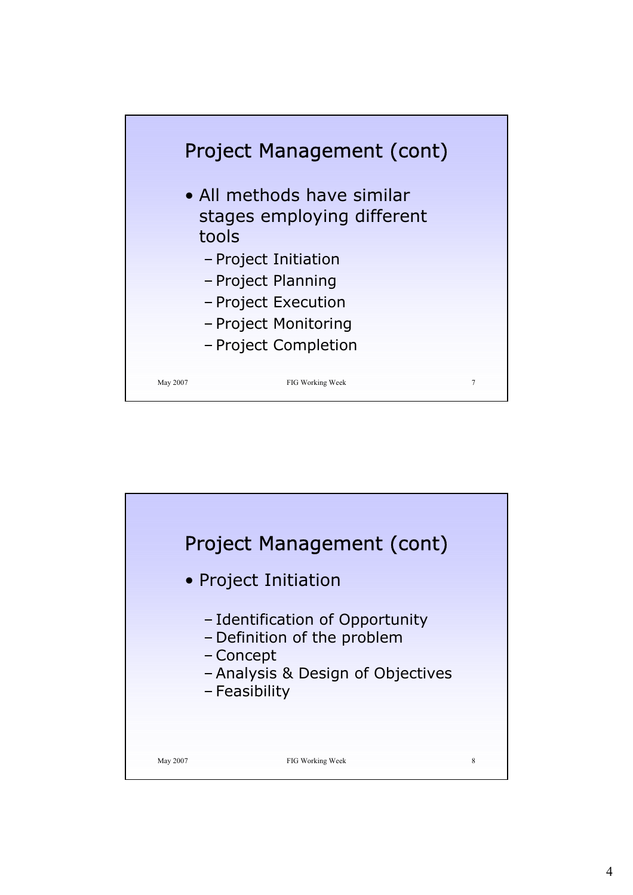## Project Management (cont)

- All methods have similar stages employing different tools
  - Project Initiation
  - Project Planning
  - Project Execution
  - Project Monitoring
  - Project Completion

## Project Management (cont)

- Project Initiation
  - Identification of Opportunity
  - Definition of the problem
  - Concept
  - Analysis & Design of Objectives
  - Feasibility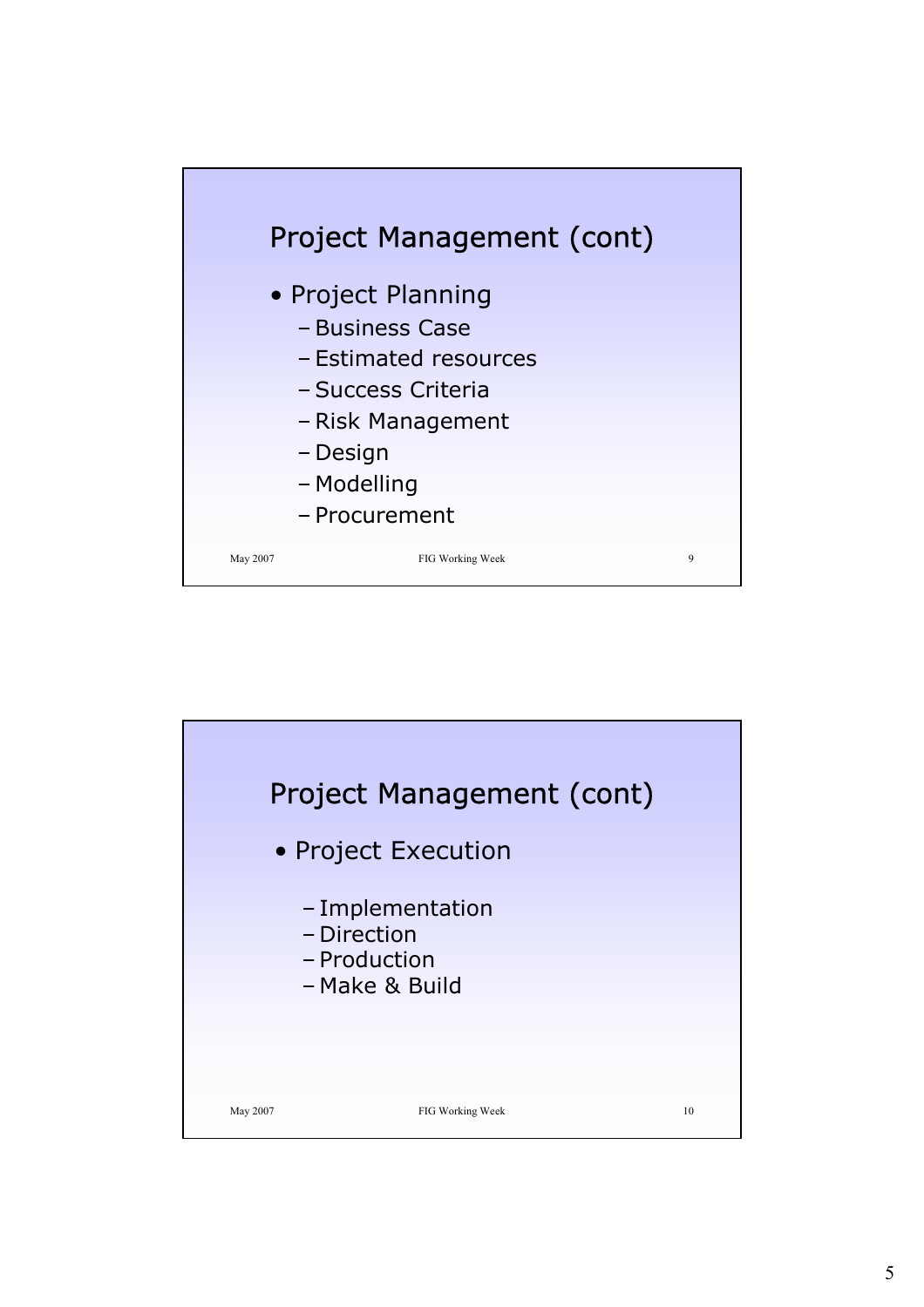## Project Management (cont)

- Project Planning
  - Business Case
  - Estimated resources
  - Success Criteria
  - Risk Management
  - Design
  - Modelling
  - Procurement

## Project Management (cont)

- Project Execution
  - Implementation
  - Direction
  - Production
  - Make & Build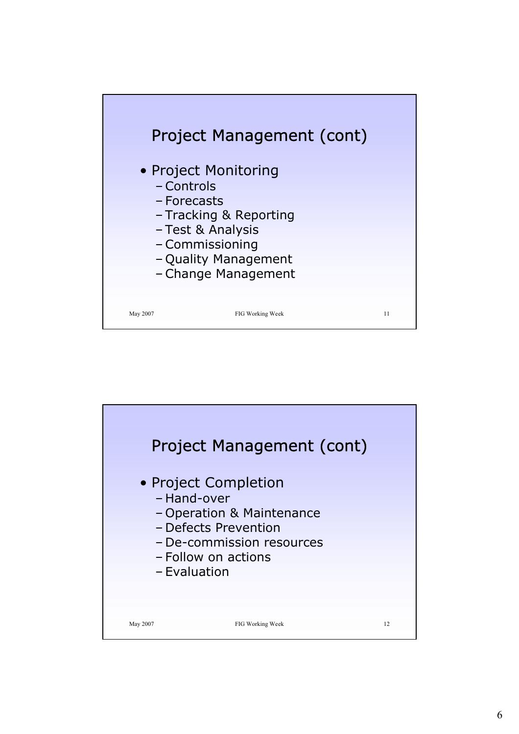## Project Management (cont)

- Project Monitoring
  - Controls
  - Forecasts
  - Tracking & Reporting
  - Test & Analysis
  - Commissioning
  - Quality Management
  - Change Management

## Project Management (cont)

- Project Completion
  - Hand-over
  - Operation & Maintenance
  - Defects Prevention
  - De-commission resources
  - Follow on actions
  - Evaluation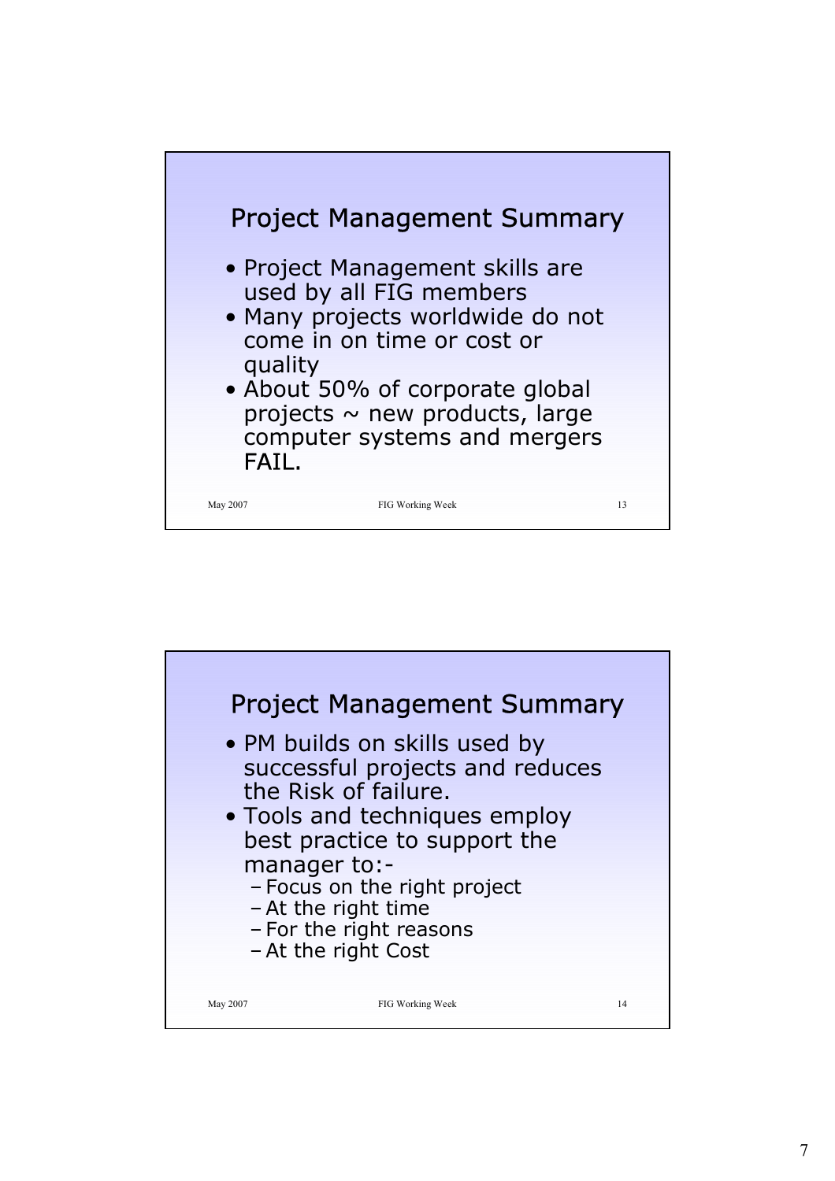## Project Management Summary

- Project Management skills are used by all FIG members
- Many projects worldwide do not come in on time or cost or quality
- About 50% of corporate global projects ~ new products, large computer systems and mergers FAIL.

## Project Management Summary

- PM builds on skills used by successful projects and reduces the Risk of failure.
- Tools and techniques employ best practice to support the manager to:-
  - Focus on the right project
  - At the right time
  - For the right reasons
  - At the right Cost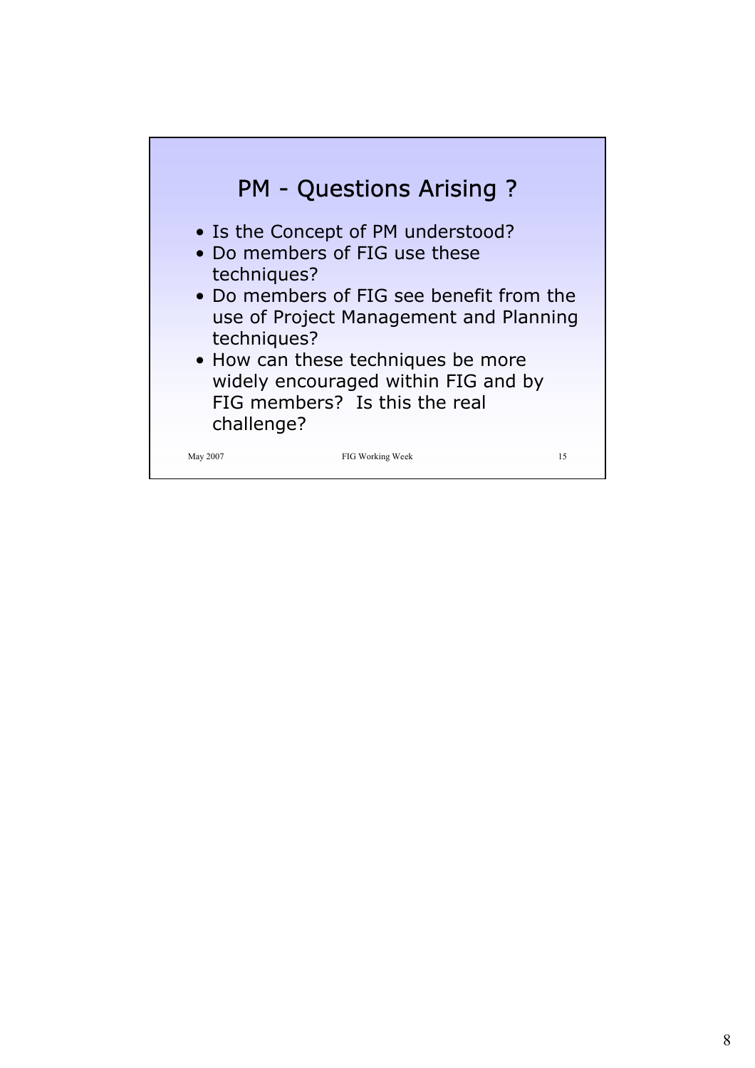## PM - Questions Arising ?

- Is the Concept of PM understood?
- Do members of FIG use these techniques?
- Do members of FIG see benefit from the use of Project Management and Planning techniques?
- How can these techniques be more widely encouraged within FIG and by FIG members? Is this the real challenge?